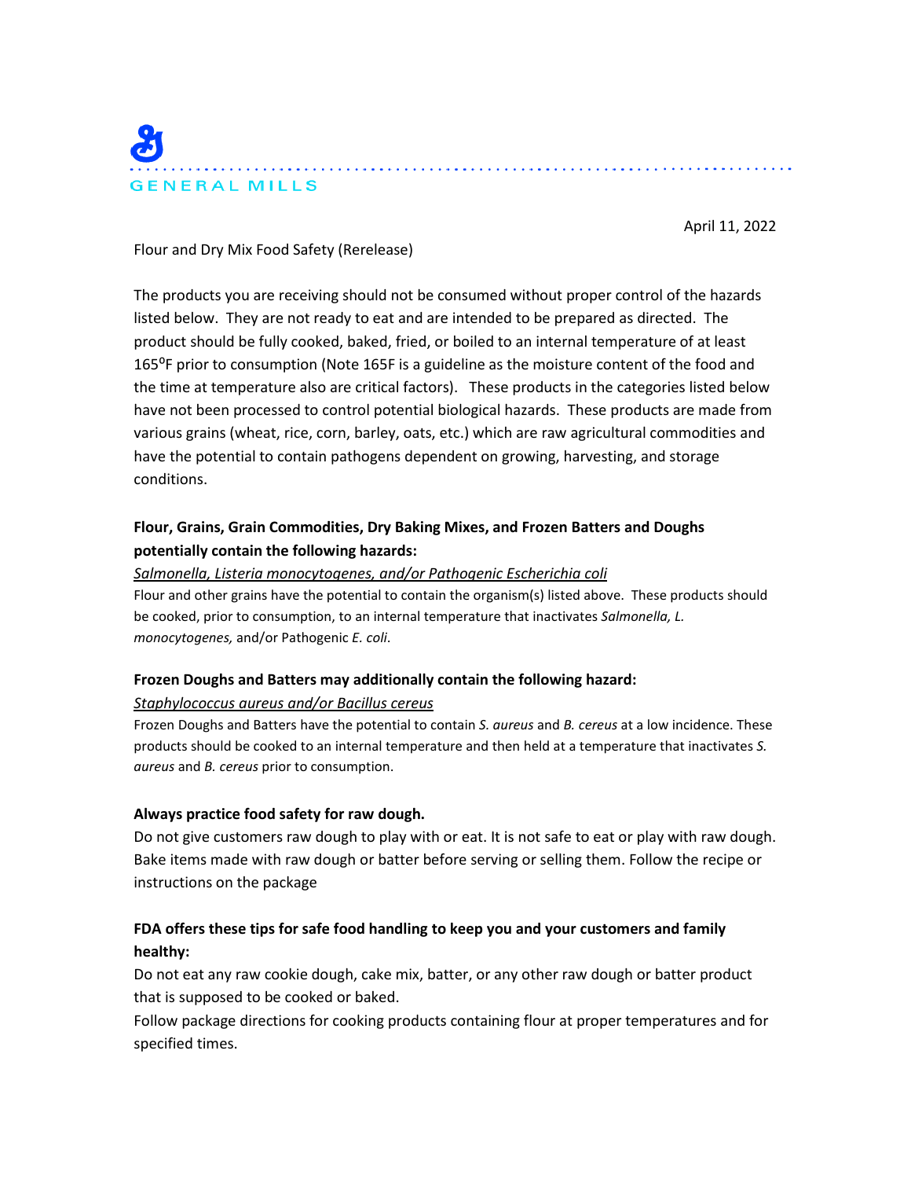GENERAL MILLS

April 11, 2022

Flour and Dry Mix Food Safety (Rerelease)

The products you are receiving should not be consumed without proper control of the hazards listed below. They are not ready to eat and are intended to be prepared as directed. The product should be fully cooked, baked, fried, or boiled to an internal temperature of at least 165$^{o}$F prior to consumption (Note 165F is a guideline as the moisture content of the food and the time at temperature also are critical factors). These products in the categories listed below have not been processed to control potential biological hazards. These products are made from various grains (wheat, rice, corn, barley, oats, etc.) which are raw agricultural commodities and have the potential to contain pathogens dependent on growing, harvesting, and storage conditions.

**Flour, Grains, Grain Commodities, Dry Baking Mixes, and Frozen Batters and Doughs potentially contain the following hazards:**

*Salmonella, Listeria monocytogenes, and/or Pathogenic Escherichia coli*

Flour and other grains have the potential to contain the organism(s) listed above. These products should be cooked, prior to consumption, to an internal temperature that inactivates *Salmonella, L. monocytogenes,* and/or Pathogenic *E. coli*.

**Frozen Doughs and Batters may additionally contain the following hazard:**

*Staphylococcus aureus and/or Bacillus cereus*

Frozen Doughs and Batters have the potential to contain *S. aureus* and *B. cereus* at a low incidence. These products should be cooked to an internal temperature and then held at a temperature that inactivates *S. aureus* and *B. cereus* prior to consumption.

**Always practice food safety for raw dough.**

Do not give customers raw dough to play with or eat. It is not safe to eat or play with raw dough. Bake items made with raw dough or batter before serving or selling them. Follow the recipe or instructions on the package

**FDA offers these tips for safe food handling to keep you and your customers and family healthy:**

Do not eat any raw cookie dough, cake mix, batter, or any other raw dough or batter product that is supposed to be cooked or baked.

Follow package directions for cooking products containing flour at proper temperatures and for specified times.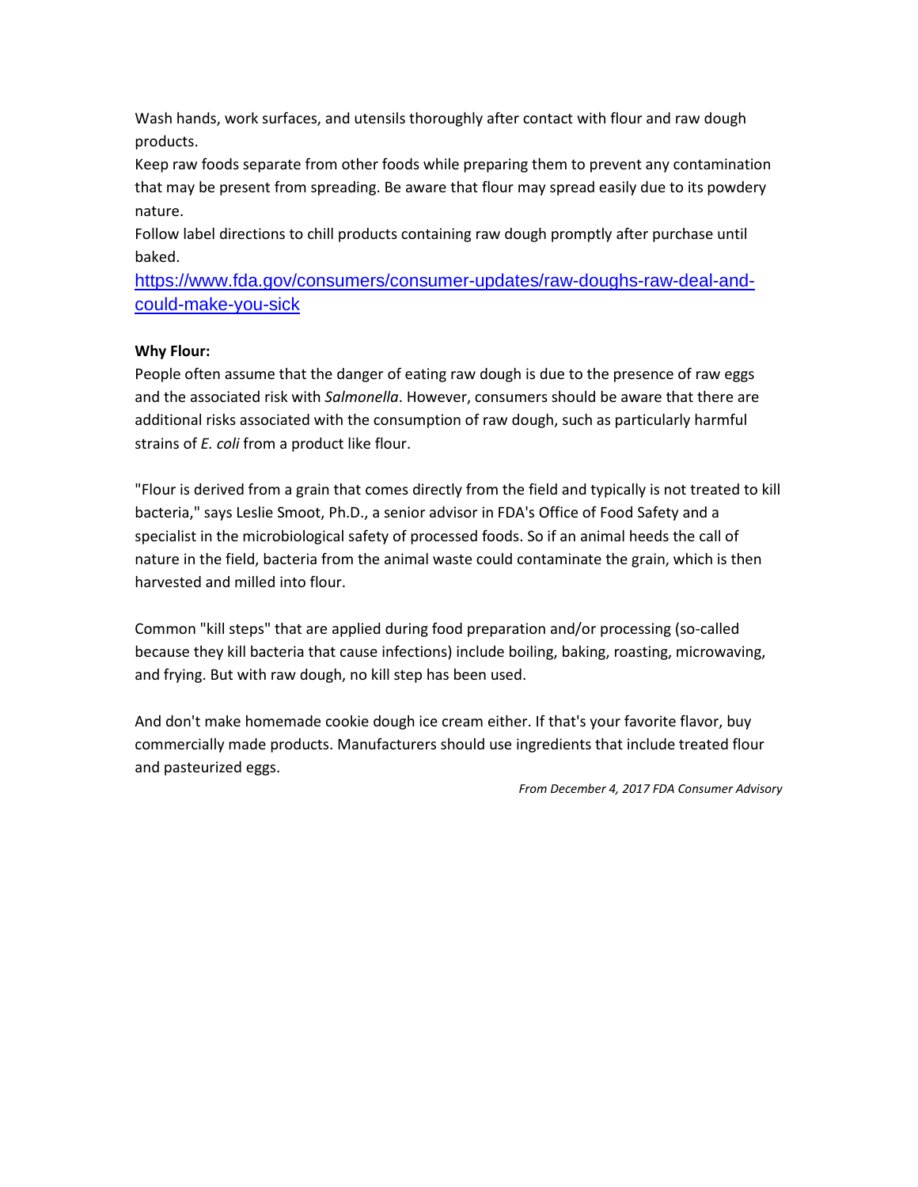Wash hands, work surfaces, and utensils thoroughly after contact with flour and raw dough products.

Keep raw foods separate from other foods while preparing them to prevent any contamination that may be present from spreading. Be aware that flour may spread easily due to its powdery nature.

Follow label directions to chill products containing raw dough promptly after purchase until baked.

[https://www.fda.gov/consumers/consumer-updates/raw-doughs-raw-deal-and-could-make-you-sick](https://www.fda.gov/consumers/consumer-updates/raw-doughs-raw-deal-and-could-make-you-sick)

**Why Flour:**

People often assume that the danger of eating raw dough is due to the presence of raw eggs and the associated risk with *Salmonella*. However, consumers should be aware that there are additional risks associated with the consumption of raw dough, such as particularly harmful strains of *E. coli* from a product like flour.

"Flour is derived from a grain that comes directly from the field and typically is not treated to kill bacteria," says Leslie Smoot, Ph.D., a senior advisor in FDA's Office of Food Safety and a specialist in the microbiological safety of processed foods. So if an animal heeds the call of nature in the field, bacteria from the animal waste could contaminate the grain, which is then harvested and milled into flour.

Common "kill steps" that are applied during food preparation and/or processing (so-called because they kill bacteria that cause infections) include boiling, baking, roasting, microwaving, and frying. But with raw dough, no kill step has been used.

And don't make homemade cookie dough ice cream either. If that's your favorite flavor, buy commercially made products. Manufacturers should use ingredients that include treated flour and pasteurized eggs.

*From December 4, 2017 FDA Consumer Advisory*